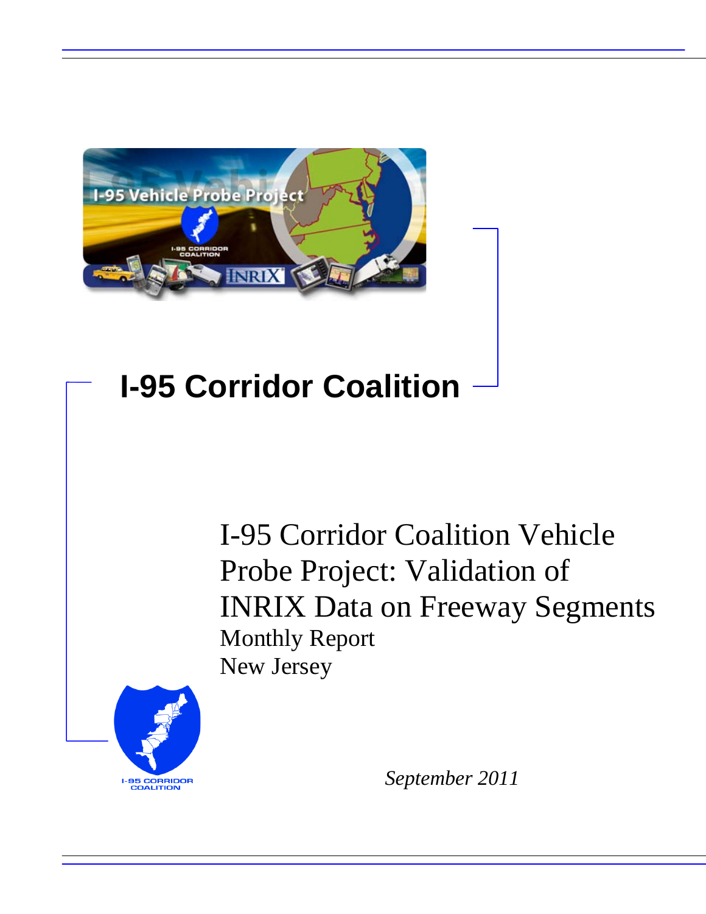# I-95 Corridor Coalition

## I-95 Corridor Coalition Vehicle Probe Project: Validation of INRIX Data on Freeway Segments

Monthly Report

New Jersey

*September 2011*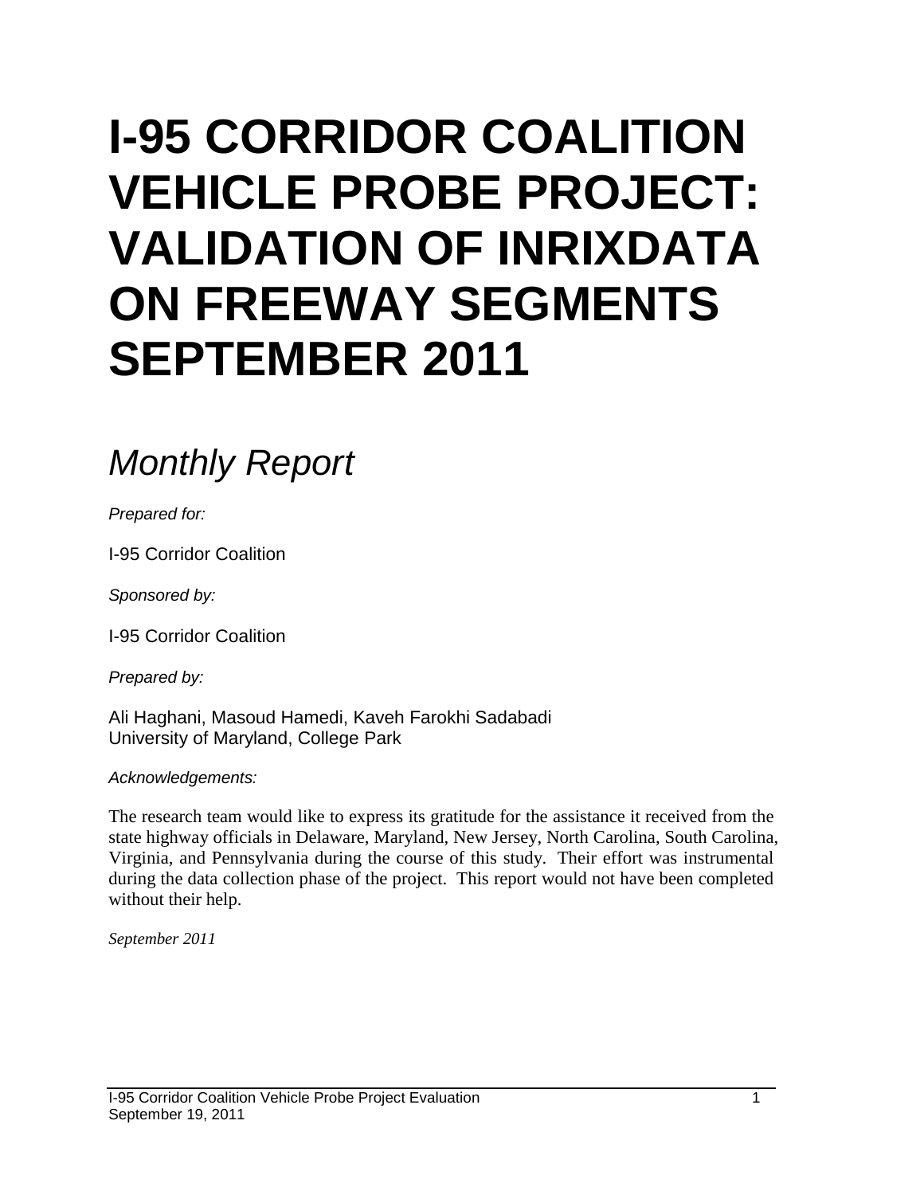# I-95 CORRIDOR COALITION VEHICLE PROBE PROJECT: VALIDATION OF INRIXDATA ON FREEWAY SEGMENTS SEPTEMBER 2011

## *Monthly Report*

*Prepared for:*

I-95 Corridor Coalition

*Sponsored by:*

I-95 Corridor Coalition

*Prepared by:*

Ali Haghani, Masoud Hamedi, Kaveh Farokhi Sadabadi
University of Maryland, College Park

*Acknowledgements:*

The research team would like to express its gratitude for the assistance it received from the state highway officials in Delaware, Maryland, New Jersey, North Carolina, South Carolina, Virginia, and Pennsylvania during the course of this study. Their effort was instrumental during the data collection phase of the project. This report would not have been completed without their help.

*September 2011*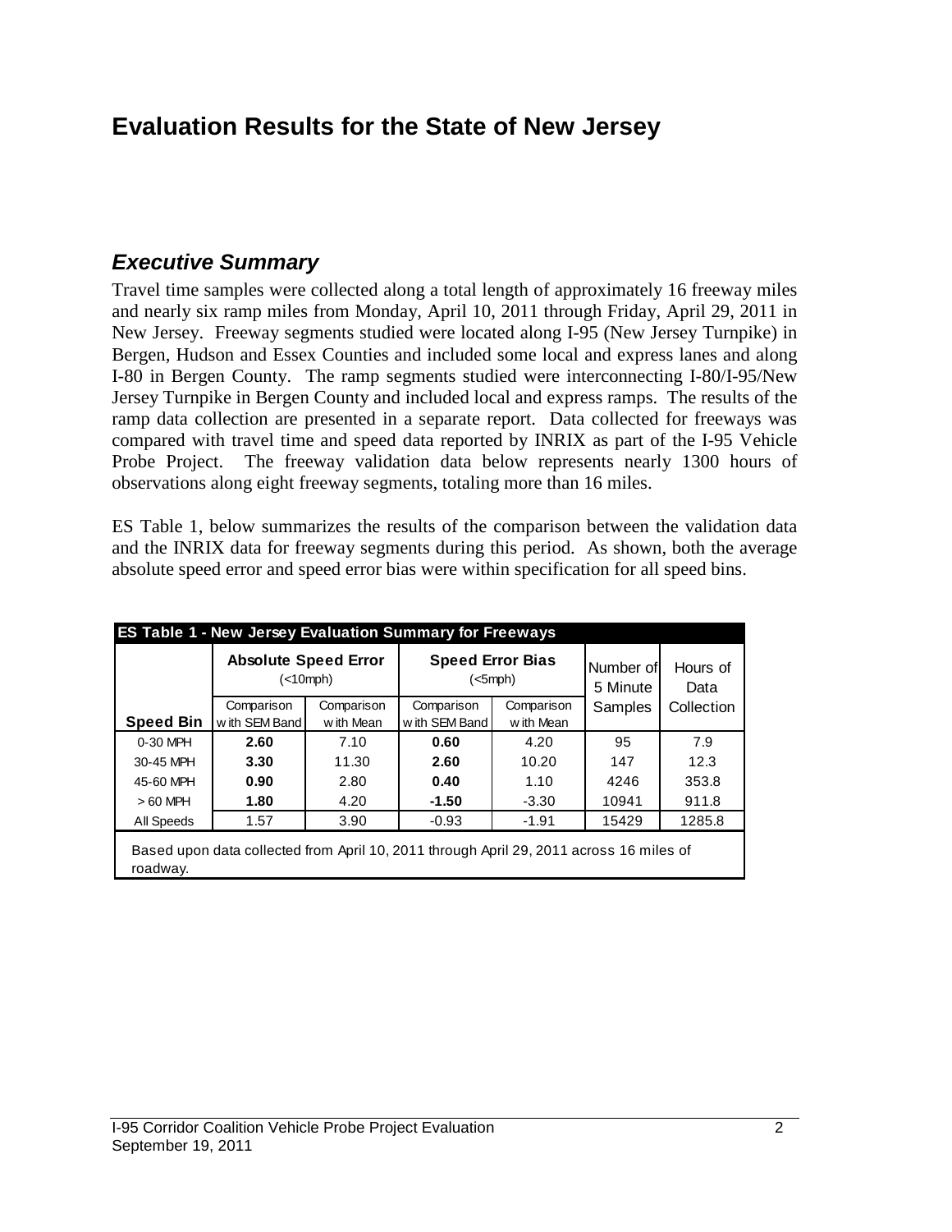# Evaluation Results for the State of New Jersey

## *Executive Summary*

Travel time samples were collected along a total length of approximately 16 freeway miles and nearly six ramp miles from Monday, April 10, 2011 through Friday, April 29, 2011 in New Jersey. Freeway segments studied were located along I-95 (New Jersey Turnpike) in Bergen, Hudson and Essex Counties and included some local and express lanes and along I-80 in Bergen County. The ramp segments studied were interconnecting I-80/I-95/New Jersey Turnpike in Bergen County and included local and express ramps. The results of the ramp data collection are presented in a separate report. Data collected for freeways was compared with travel time and speed data reported by INRIX as part of the I-95 Vehicle Probe Project. The freeway validation data below represents nearly 1300 hours of observations along eight freeway segments, totaling more than 16 miles.

ES Table 1, below summarizes the results of the comparison between the validation data and the INRIX data for freeway segments during this period. As shown, both the average absolute speed error and speed error bias were within specification for all speed bins.

**ES Table 1 - New Jersey Evaluation Summary for Freeways**

| | Absolute Speed Error (<10mph) | | Speed Error Bias (<5mph) | | Number of 5 Minute Samples | Hours of Data Collection |
|---|---|---|---|---|---|---|
| **Speed Bin** | Comparison with SEM Band | Comparison with Mean | Comparison with SEM Band | Comparison with Mean | | |
| 0-30 MPH | **2.60** | 7.10 | **0.60** | 4.20 | 95 | 7.9 |
| 30-45 MPH | **3.30** | 11.30 | **2.60** | 10.20 | 147 | 12.3 |
| 45-60 MPH | **0.90** | 2.80 | **0.40** | 1.10 | 4246 | 353.8 |
| > 60 MPH | **1.80** | 4.20 | **-1.50** | -3.30 | 10941 | 911.8 |
| All Speeds | 1.57 | 3.90 | -0.93 | -1.91 | 15429 | 1285.8 |

Based upon data collected from April 10, 2011 through April 29, 2011 across 16 miles of roadway.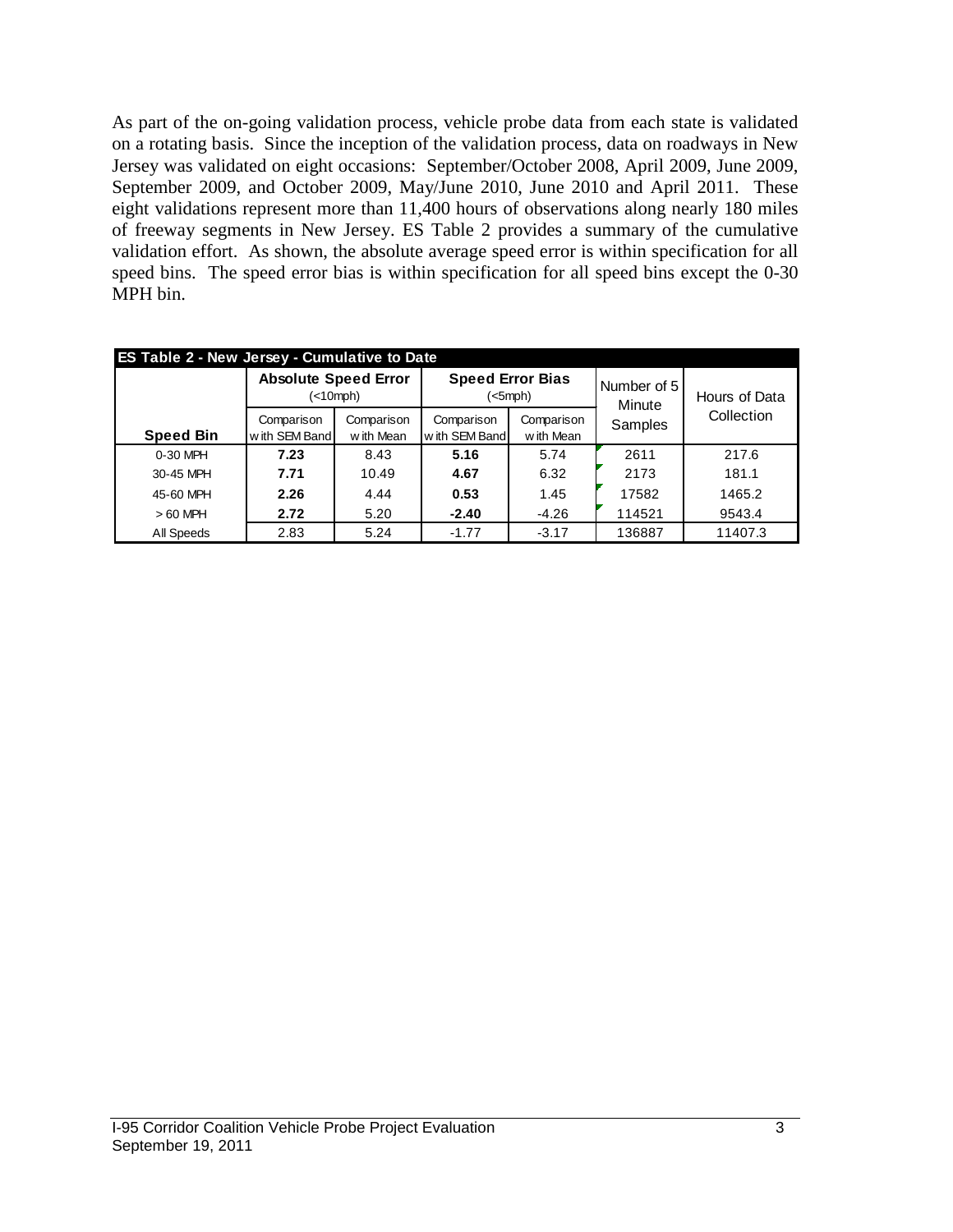As part of the on-going validation process, vehicle probe data from each state is validated on a rotating basis. Since the inception of the validation process, data on roadways in New Jersey was validated on eight occasions: September/October 2008, April 2009, June 2009, September 2009, and October 2009, May/June 2010, June 2010 and April 2011. These eight validations represent more than 11,400 hours of observations along nearly 180 miles of freeway segments in New Jersey. ES Table 2 provides a summary of the cumulative validation effort. As shown, the absolute average speed error is within specification for all speed bins. The speed error bias is within specification for all speed bins except the 0-30 MPH bin.

| ES Table 2 - New Jersey - Cumulative to Date | | | | | | |
|---|---|---|---|---|---|---|
| | **Absolute Speed Error** (<10mph) | | **Speed Error Bias** (<5mph) | | Number of 5 Minute Samples | Hours of Data Collection |
| **Speed Bin** | Comparison with SEM Band | Comparison with Mean | Comparison with SEM Band | Comparison with Mean | | |
| 0-30 MPH | **7.23** | 8.43 | **5.16** | 5.74 | 2611 | 217.6 |
| 30-45 MPH | **7.71** | 10.49 | **4.67** | 6.32 | 2173 | 181.1 |
| 45-60 MPH | **2.26** | 4.44 | **0.53** | 1.45 | 17582 | 1465.2 |
| > 60 MPH | **2.72** | 5.20 | **-2.40** | -4.26 | 114521 | 9543.4 |
| All Speeds | 2.83 | 5.24 | -1.77 | -3.17 | 136887 | 11407.3 |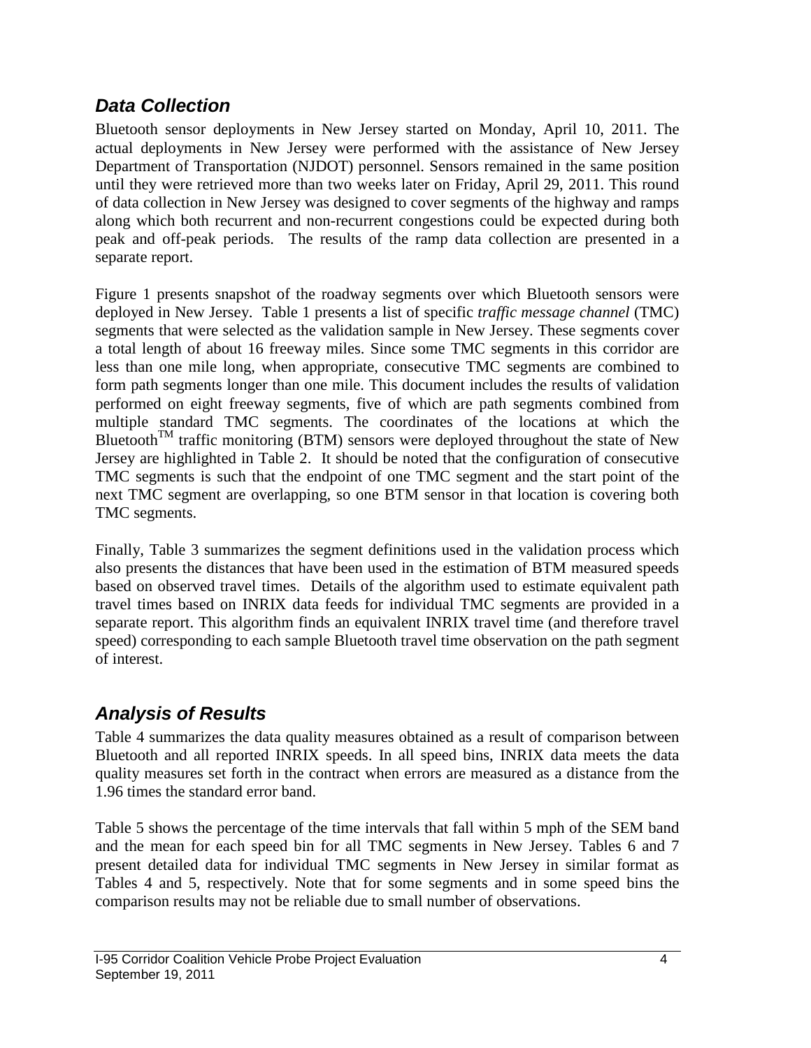## *Data Collection*

Bluetooth sensor deployments in New Jersey started on Monday, April 10, 2011. The actual deployments in New Jersey were performed with the assistance of New Jersey Department of Transportation (NJDOT) personnel. Sensors remained in the same position until they were retrieved more than two weeks later on Friday, April 29, 2011. This round of data collection in New Jersey was designed to cover segments of the highway and ramps along which both recurrent and non-recurrent congestions could be expected during both peak and off-peak periods. The results of the ramp data collection are presented in a separate report.

Figure 1 presents snapshot of the roadway segments over which Bluetooth sensors were deployed in New Jersey. Table 1 presents a list of specific *traffic message channel* (TMC) segments that were selected as the validation sample in New Jersey. These segments cover a total length of about 16 freeway miles. Since some TMC segments in this corridor are less than one mile long, when appropriate, consecutive TMC segments are combined to form path segments longer than one mile. This document includes the results of validation performed on eight freeway segments, five of which are path segments combined from multiple standard TMC segments. The coordinates of the locations at which the Bluetooth™ traffic monitoring (BTM) sensors were deployed throughout the state of New Jersey are highlighted in Table 2. It should be noted that the configuration of consecutive TMC segments is such that the endpoint of one TMC segment and the start point of the next TMC segment are overlapping, so one BTM sensor in that location is covering both TMC segments.

Finally, Table 3 summarizes the segment definitions used in the validation process which also presents the distances that have been used in the estimation of BTM measured speeds based on observed travel times. Details of the algorithm used to estimate equivalent path travel times based on INRIX data feeds for individual TMC segments are provided in a separate report. This algorithm finds an equivalent INRIX travel time (and therefore travel speed) corresponding to each sample Bluetooth travel time observation on the path segment of interest.

## *Analysis of Results*

Table 4 summarizes the data quality measures obtained as a result of comparison between Bluetooth and all reported INRIX speeds. In all speed bins, INRIX data meets the data quality measures set forth in the contract when errors are measured as a distance from the 1.96 times the standard error band.

Table 5 shows the percentage of the time intervals that fall within 5 mph of the SEM band and the mean for each speed bin for all TMC segments in New Jersey. Tables 6 and 7 present detailed data for individual TMC segments in New Jersey in similar format as Tables 4 and 5, respectively. Note that for some segments and in some speed bins the comparison results may not be reliable due to small number of observations.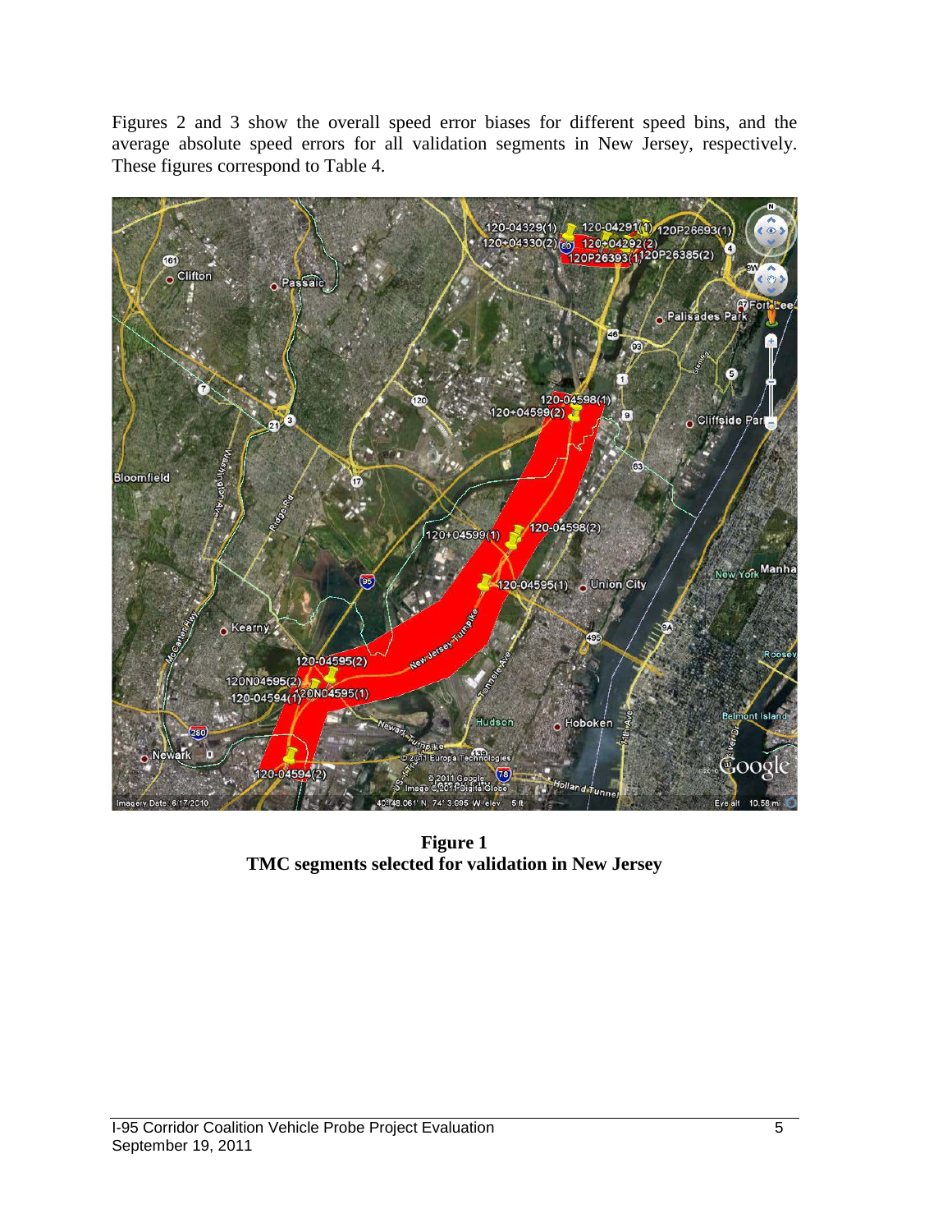Figures 2 and 3 show the overall speed error biases for different speed bins, and the average absolute speed errors for all validation segments in New Jersey, respectively. These figures correspond to Table 4.

**Figure 1**
**TMC segments selected for validation in New Jersey**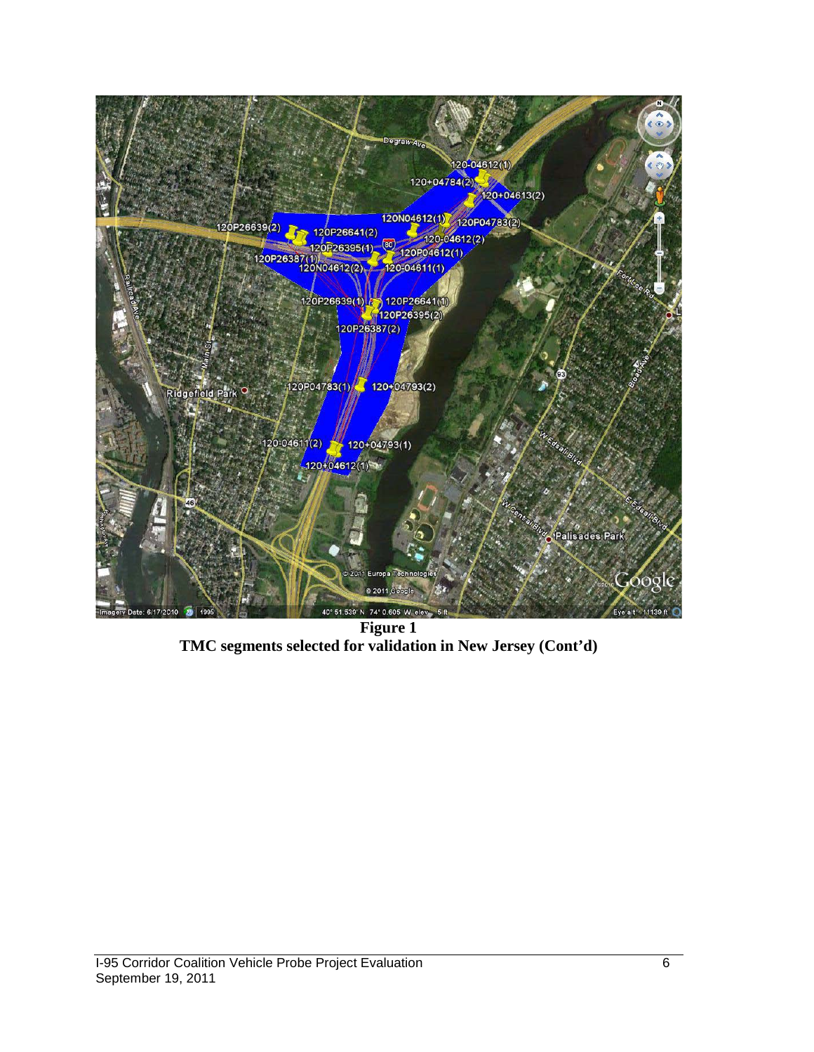**Figure 1**
**TMC segments selected for validation in New Jersey (Cont'd)**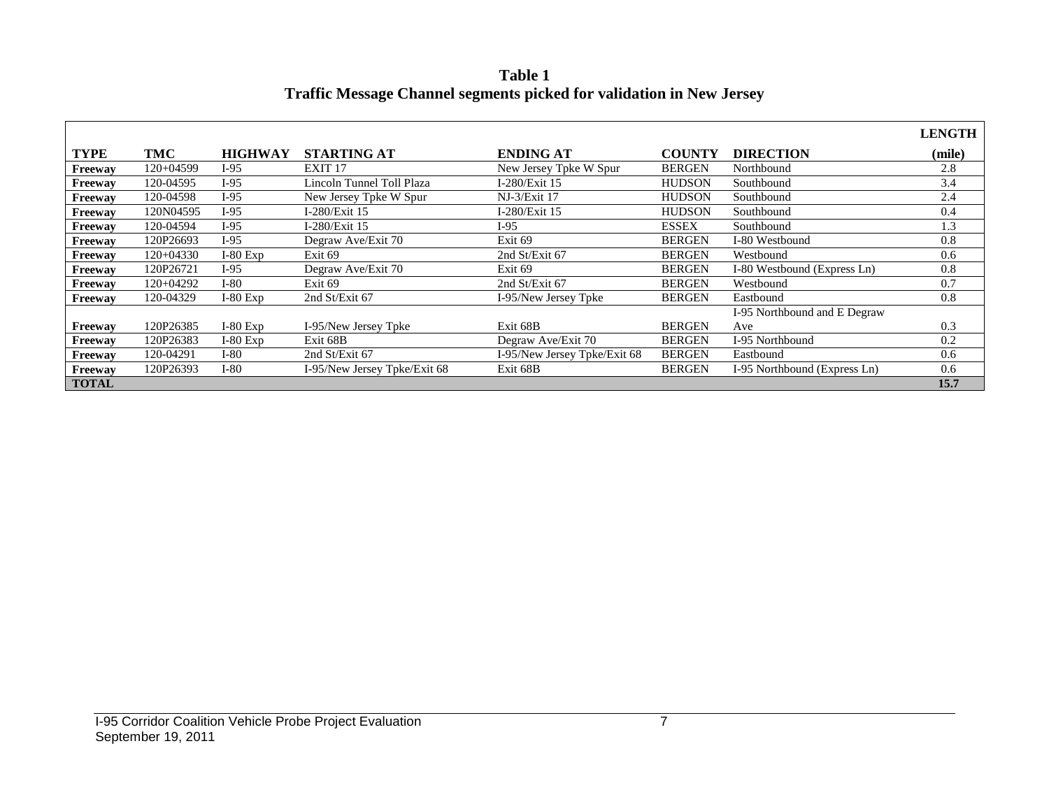**Table 1**
**Traffic Message Channel segments picked for validation in New Jersey**

| TYPE | TMC | HIGHWAY | STARTING AT | ENDING AT | COUNTY | DIRECTION | LENGTH (mile) |
|---|---|---|---|---|---|---|---|
| **Freeway** | 120+04599 | I-95 | EXIT 17 | New Jersey Tpke W Spur | BERGEN | Northbound | 2.8 |
| **Freeway** | 120-04595 | I-95 | Lincoln Tunnel Toll Plaza | I-280/Exit 15 | HUDSON | Southbound | 3.4 |
| **Freeway** | 120-04598 | I-95 | New Jersey Tpke W Spur | NJ-3/Exit 17 | HUDSON | Southbound | 2.4 |
| **Freeway** | 120N04595 | I-95 | I-280/Exit 15 | I-280/Exit 15 | HUDSON | Southbound | 0.4 |
| **Freeway** | 120-04594 | I-95 | I-280/Exit 15 | I-95 | ESSEX | Southbound | 1.3 |
| **Freeway** | 120P26693 | I-95 | Degraw Ave/Exit 70 | Exit 69 | BERGEN | I-80 Westbound | 0.8 |
| **Freeway** | 120+04330 | I-80 Exp | Exit 69 | 2nd St/Exit 67 | BERGEN | Westbound | 0.6 |
| **Freeway** | 120P26721 | I-95 | Degraw Ave/Exit 70 | Exit 69 | BERGEN | I-80 Westbound (Express Ln) | 0.8 |
| **Freeway** | 120+04292 | I-80 | Exit 69 | 2nd St/Exit 67 | BERGEN | Westbound | 0.7 |
| **Freeway** | 120-04329 | I-80 Exp | 2nd St/Exit 67 | I-95/New Jersey Tpke | BERGEN | Eastbound | 0.8 |
| **Freeway** | 120P26385 | I-80 Exp | I-95/New Jersey Tpke | Exit 68B | BERGEN | I-95 Northbound and E Degraw Ave | 0.3 |
| **Freeway** | 120P26383 | I-80 Exp | Exit 68B | Degraw Ave/Exit 70 | BERGEN | I-95 Northbound | 0.2 |
| **Freeway** | 120-04291 | I-80 | 2nd St/Exit 67 | I-95/New Jersey Tpke/Exit 68 | BERGEN | Eastbound | 0.6 |
| **Freeway** | 120P26393 | I-80 | I-95/New Jersey Tpke/Exit 68 | Exit 68B | BERGEN | I-95 Northbound (Express Ln) | 0.6 |
| **TOTAL** | | | | | | | **15.7** |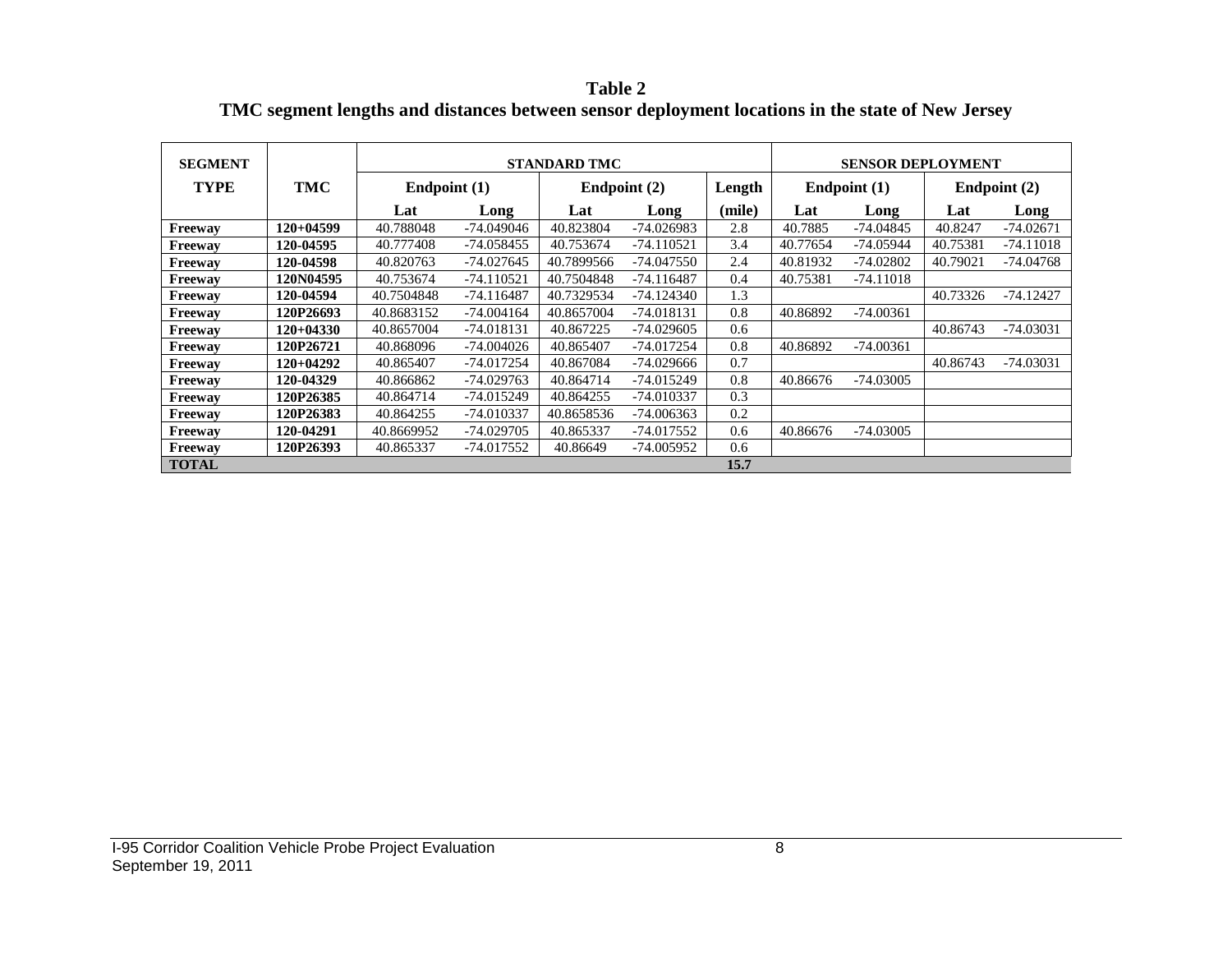**Table 2**

**TMC segment lengths and distances between sensor deployment locations in the state of New Jersey**

| SEGMENT TYPE | TMC | STANDARD TMC | | | | | SENSOR DEPLOYMENT | | | |
|---|---|---|---|---|---|---|---|---|---|---|
| | | Endpoint (1) | | Endpoint (2) | | Length | Endpoint (1) | | Endpoint (2) | |
| | | Lat | Long | Lat | Long | (mile) | Lat | Long | Lat | Long |
| **Freeway** | **120+04599** | 40.788048 | -74.049046 | 40.823804 | -74.026983 | 2.8 | 40.7885 | -74.04845 | 40.8247 | -74.02671 |
| **Freeway** | **120-04595** | 40.777408 | -74.058455 | 40.753674 | -74.110521 | 3.4 | 40.77654 | -74.05944 | 40.75381 | -74.11018 |
| **Freeway** | **120-04598** | 40.820763 | -74.027645 | 40.7899566 | -74.047550 | 2.4 | 40.81932 | -74.02802 | 40.79021 | -74.04768 |
| **Freeway** | **120N04595** | 40.753674 | -74.110521 | 40.7504848 | -74.116487 | 0.4 | 40.75381 | -74.11018 | | |
| **Freeway** | **120-04594** | 40.7504848 | -74.116487 | 40.7329534 | -74.124340 | 1.3 | | | 40.73326 | -74.12427 |
| **Freeway** | **120P26693** | 40.8683152 | -74.004164 | 40.8657004 | -74.018131 | 0.8 | 40.86892 | -74.00361 | | |
| **Freeway** | **120+04330** | 40.8657004 | -74.018131 | 40.867225 | -74.029605 | 0.6 | | | 40.86743 | -74.03031 |
| **Freeway** | **120P26721** | 40.868096 | -74.004026 | 40.865407 | -74.017254 | 0.8 | 40.86892 | -74.00361 | | |
| **Freeway** | **120+04292** | 40.865407 | -74.017254 | 40.867084 | -74.029666 | 0.7 | | | 40.86743 | -74.03031 |
| **Freeway** | **120-04329** | 40.866862 | -74.029763 | 40.864714 | -74.015249 | 0.8 | 40.86676 | -74.03005 | | |
| **Freeway** | **120P26385** | 40.864714 | -74.015249 | 40.864255 | -74.010337 | 0.3 | | | | |
| **Freeway** | **120P26383** | 40.864255 | -74.010337 | 40.8658536 | -74.006363 | 0.2 | | | | |
| **Freeway** | **120-04291** | 40.8669952 | -74.029705 | 40.865337 | -74.017552 | 0.6 | 40.86676 | -74.03005 | | |
| **Freeway** | **120P26393** | 40.865337 | -74.017552 | 40.86649 | -74.005952 | 0.6 | | | | |
| **TOTAL** | | | | | | **15.7** | | | | |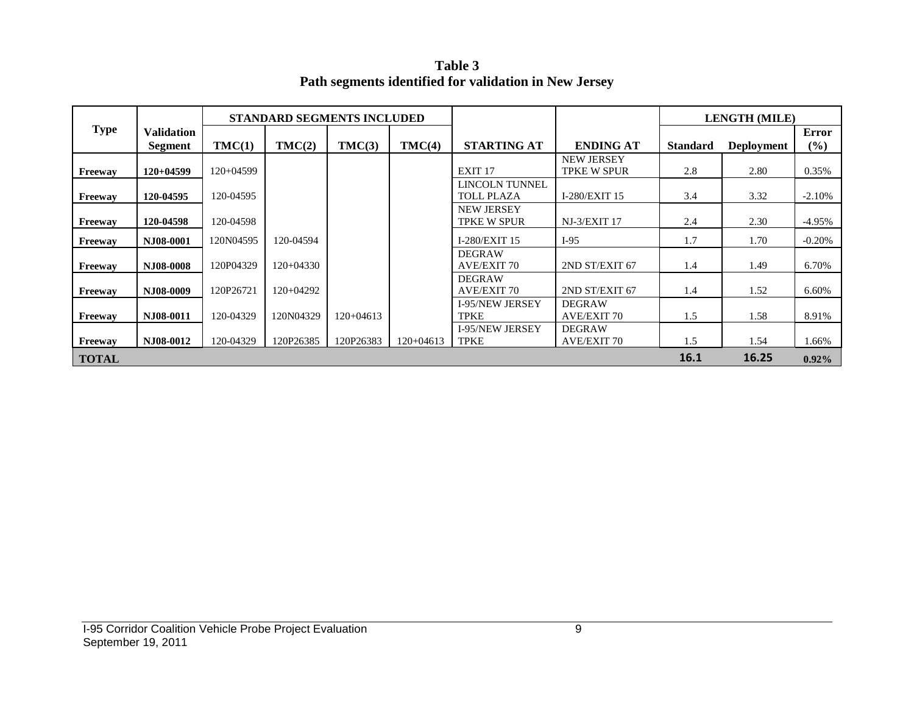**Table 3**
**Path segments identified for validation in New Jersey**

| Type | Validation Segment | STANDARD SEGMENTS INCLUDED | | | | STARTING AT | ENDING AT | LENGTH (MILE) | | |
|---|---|---|---|---|---|---|---|---|---|---|
| | | TMC(1) | TMC(2) | TMC(3) | TMC(4) | | | Standard | Deployment | Error (%) |
| Freeway | 120+04599 | 120+04599 | | | | EXIT 17 | NEW JERSEY TPKE W SPUR | 2.8 | 2.80 | 0.35% |
| Freeway | 120-04595 | 120-04595 | | | | LINCOLN TUNNEL TOLL PLAZA | I-280/EXIT 15 | 3.4 | 3.32 | -2.10% |
| Freeway | 120-04598 | 120-04598 | | | | NEW JERSEY TPKE W SPUR | NJ-3/EXIT 17 | 2.4 | 2.30 | -4.95% |
| Freeway | NJ08-0001 | 120N04595 | 120-04594 | | | I-280/EXIT 15 | I-95 | 1.7 | 1.70 | -0.20% |
| Freeway | NJ08-0008 | 120P04329 | 120+04330 | | | DEGRAW AVE/EXIT 70 | 2ND ST/EXIT 67 | 1.4 | 1.49 | 6.70% |
| Freeway | NJ08-0009 | 120P26721 | 120+04292 | | | DEGRAW AVE/EXIT 70 | 2ND ST/EXIT 67 | 1.4 | 1.52 | 6.60% |
| Freeway | NJ08-0011 | 120-04329 | 120N04329 | 120+04613 | | I-95/NEW JERSEY TPKE | DEGRAW AVE/EXIT 70 | 1.5 | 1.58 | 8.91% |
| Freeway | NJ08-0012 | 120-04329 | 120P26385 | 120P26383 | 120+04613 | I-95/NEW JERSEY TPKE | DEGRAW AVE/EXIT 70 | 1.5 | 1.54 | 1.66% |
| **TOTAL** | | | | | | | | **16.1** | **16.25** | **0.92%** |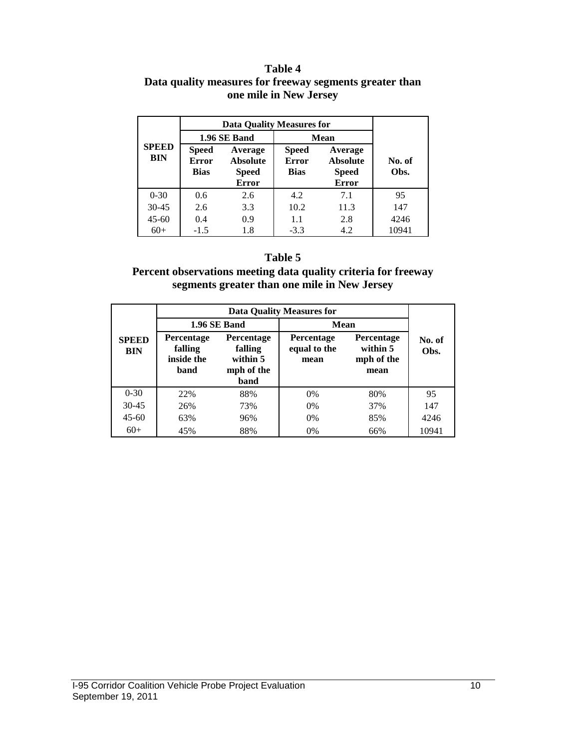**Table 4**
**Data quality measures for freeway segments greater than one mile in New Jersey**

| SPEED BIN | Data Quality Measures for | | | | No. of Obs. |
|---|---|---|---|---|---|
| | 1.96 SE Band | | Mean | | |
| | Speed Error Bias | Average Absolute Speed Error | Speed Error Bias | Average Absolute Speed Error | |
| 0-30 | 0.6 | 2.6 | 4.2 | 7.1 | 95 |
| 30-45 | 2.6 | 3.3 | 10.2 | 11.3 | 147 |
| 45-60 | 0.4 | 0.9 | 1.1 | 2.8 | 4246 |
| 60+ | -1.5 | 1.8 | -3.3 | 4.2 | 10941 |

**Table 5**
**Percent observations meeting data quality criteria for freeway segments greater than one mile in New Jersey**

| SPEED BIN | Data Quality Measures for | | | | No. of Obs. |
|---|---|---|---|---|---|
| | 1.96 SE Band | | Mean | | |
| | Percentage falling inside the band | Percentage falling within 5 mph of the band | Percentage equal to the mean | Percentage within 5 mph of the mean | |
| 0-30 | 22% | 88% | 0% | 80% | 95 |
| 30-45 | 26% | 73% | 0% | 37% | 147 |
| 45-60 | 63% | 96% | 0% | 85% | 4246 |
| 60+ | 45% | 88% | 0% | 66% | 10941 |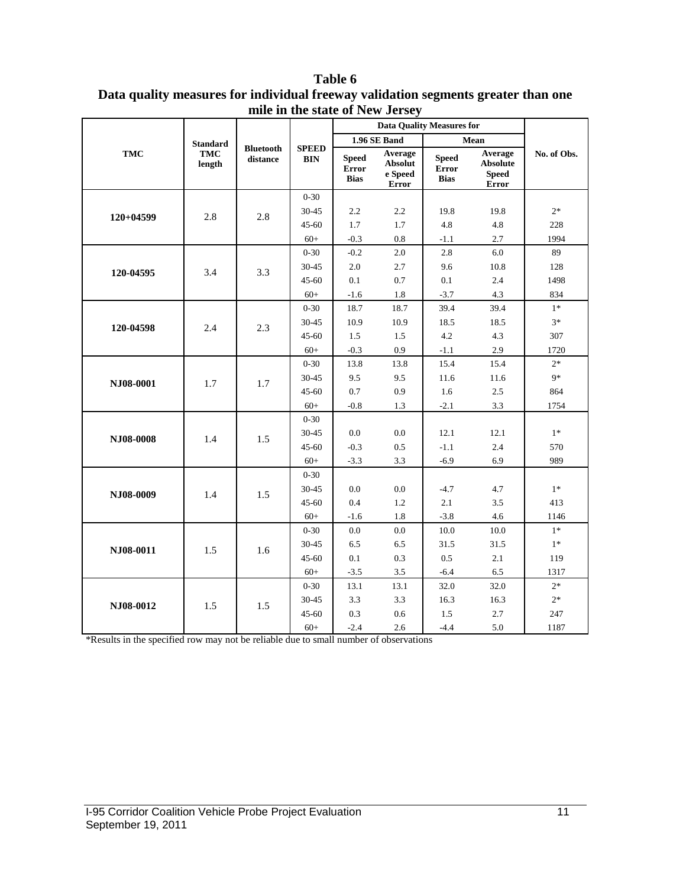**Table 6**
**Data quality measures for individual freeway validation segments greater than one mile in the state of New Jersey**

| TMC | Standard TMC length | Bluetooth distance | SPEED BIN | Data Quality Measures for | | | | No. of Obs. |
|---|---|---|---|---|---|---|---|---|
| | | | | 1.96 SE Band | | Mean | | |
| | | | | Speed Error Bias | Average Absolute Speed Error | Speed Error Bias | Average Absolute Speed Error | |
| 120+04599 | 2.8 | 2.8 | 0-30 | | | | | |
| | | | 30-45 | 2.2 | 2.2 | 19.8 | 19.8 | 2* |
| | | | 45-60 | 1.7 | 1.7 | 4.8 | 4.8 | 228 |
| | | | 60+ | -0.3 | 0.8 | -1.1 | 2.7 | 1994 |
| 120-04595 | 3.4 | 3.3 | 0-30 | -0.2 | 2.0 | 2.8 | 6.0 | 89 |
| | | | 30-45 | 2.0 | 2.7 | 9.6 | 10.8 | 128 |
| | | | 45-60 | 0.1 | 0.7 | 0.1 | 2.4 | 1498 |
| | | | 60+ | -1.6 | 1.8 | -3.7 | 4.3 | 834 |
| 120-04598 | 2.4 | 2.3 | 0-30 | 18.7 | 18.7 | 39.4 | 39.4 | 1* |
| | | | 30-45 | 10.9 | 10.9 | 18.5 | 18.5 | 3* |
| | | | 45-60 | 1.5 | 1.5 | 4.2 | 4.3 | 307 |
| | | | 60+ | -0.3 | 0.9 | -1.1 | 2.9 | 1720 |
| NJ08-0001 | 1.7 | 1.7 | 0-30 | 13.8 | 13.8 | 15.4 | 15.4 | 2* |
| | | | 30-45 | 9.5 | 9.5 | 11.6 | 11.6 | 9* |
| | | | 45-60 | 0.7 | 0.9 | 1.6 | 2.5 | 864 |
| | | | 60+ | -0.8 | 1.3 | -2.1 | 3.3 | 1754 |
| NJ08-0008 | 1.4 | 1.5 | 0-30 | | | | | |
| | | | 30-45 | 0.0 | 0.0 | 12.1 | 12.1 | 1* |
| | | | 45-60 | -0.3 | 0.5 | -1.1 | 2.4 | 570 |
| | | | 60+ | -3.3 | 3.3 | -6.9 | 6.9 | 989 |
| NJ08-0009 | 1.4 | 1.5 | 0-30 | | | | | |
| | | | 30-45 | 0.0 | 0.0 | -4.7 | 4.7 | 1* |
| | | | 45-60 | 0.4 | 1.2 | 2.1 | 3.5 | 413 |
| | | | 60+ | -1.6 | 1.8 | -3.8 | 4.6 | 1146 |
| NJ08-0011 | 1.5 | 1.6 | 0-30 | 0.0 | 0.0 | 10.0 | 10.0 | 1* |
| | | | 30-45 | 6.5 | 6.5 | 31.5 | 31.5 | 1* |
| | | | 45-60 | 0.1 | 0.3 | 0.5 | 2.1 | 119 |
| | | | 60+ | -3.5 | 3.5 | -6.4 | 6.5 | 1317 |
| NJ08-0012 | 1.5 | 1.5 | 0-30 | 13.1 | 13.1 | 32.0 | 32.0 | 2* |
| | | | 30-45 | 3.3 | 3.3 | 16.3 | 16.3 | 2* |
| | | | 45-60 | 0.3 | 0.6 | 1.5 | 2.7 | 247 |
| | | | 60+ | -2.4 | 2.6 | -4.4 | 5.0 | 1187 |

*Results in the specified row may not be reliable due to small number of observations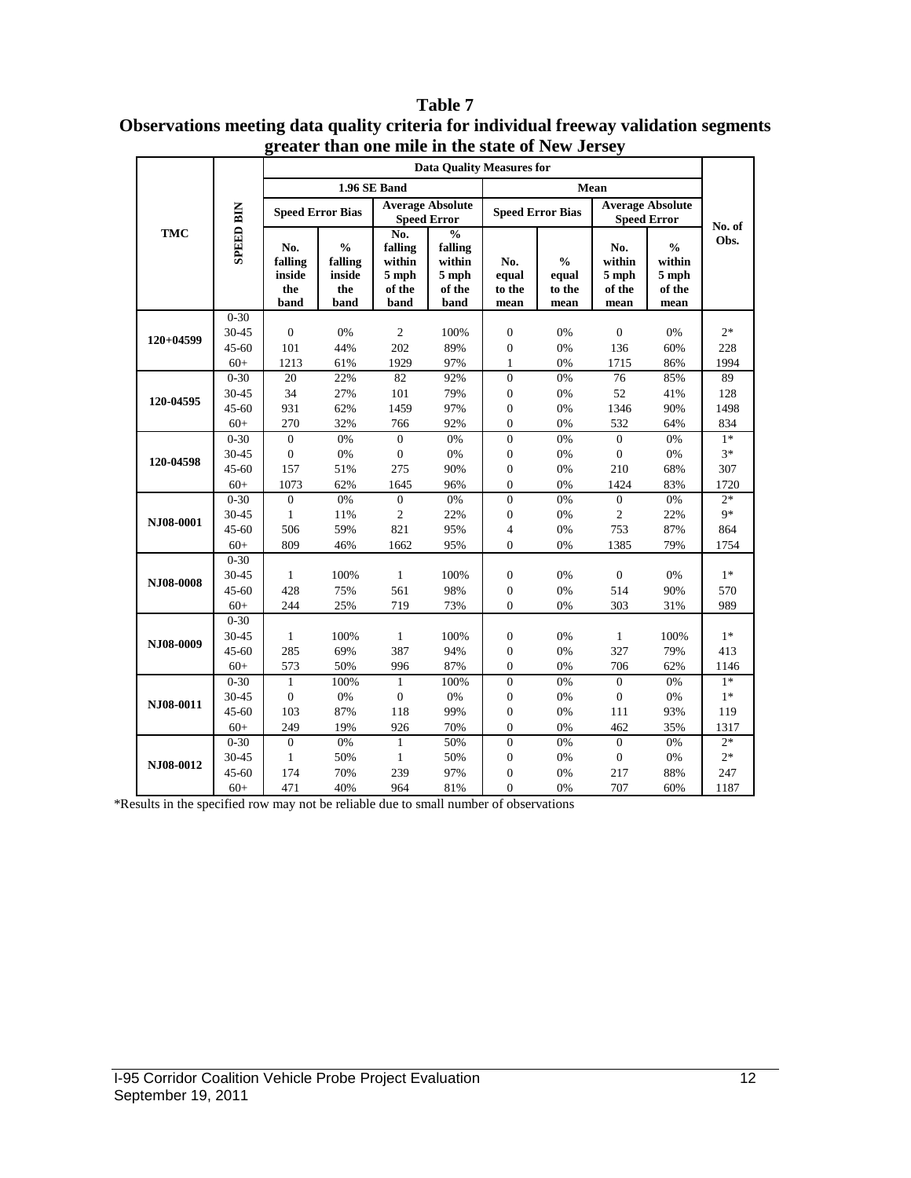**Table 7**

**Observations meeting data quality criteria for individual freeway validation segments greater than one mile in the state of New Jersey**

| TMC | SPEED BIN | Data Quality Measures for | | | | | | | | No. of Obs. |
|---|---|---|---|---|---|---|---|---|---|---|
| | | 1.96 SE Band | | | | Mean | | | | |
| | | Speed Error Bias | | Average Absolute Speed Error | | Speed Error Bias | | Average Absolute Speed Error | | |
| | | No. falling inside the band | % falling inside the band | No. falling within 5 mph of the band | % falling within 5 mph of the band | No. equal to the mean | % equal to the mean | No. within 5 mph of the mean | % within 5 mph of the mean | |
| 120+04599 | 0-30 | | | | | | | | | |
| | 30-45 | 0 | 0% | 2 | 100% | 0 | 0% | 0 | 0% | 2* |
| | 45-60 | 101 | 44% | 202 | 89% | 0 | 0% | 136 | 60% | 228 |
| | 60+ | 1213 | 61% | 1929 | 97% | 1 | 0% | 1715 | 86% | 1994 |
| 120-04595 | 0-30 | 20 | 22% | 82 | 92% | 0 | 0% | 76 | 85% | 89 |
| | 30-45 | 34 | 27% | 101 | 79% | 0 | 0% | 52 | 41% | 128 |
| | 45-60 | 931 | 62% | 1459 | 97% | 0 | 0% | 1346 | 90% | 1498 |
| | 60+ | 270 | 32% | 766 | 92% | 0 | 0% | 532 | 64% | 834 |
| 120-04598 | 0-30 | 0 | 0% | 0 | 0% | 0 | 0% | 0 | 0% | 1* |
| | 30-45 | 0 | 0% | 0 | 0% | 0 | 0% | 0 | 0% | 3* |
| | 45-60 | 157 | 51% | 275 | 90% | 0 | 0% | 210 | 68% | 307 |
| | 60+ | 1073 | 62% | 1645 | 96% | 0 | 0% | 1424 | 83% | 1720 |
| NJ08-0001 | 0-30 | 0 | 0% | 0 | 0% | 0 | 0% | 0 | 0% | 2* |
| | 30-45 | 1 | 11% | 2 | 22% | 0 | 0% | 2 | 22% | 9* |
| | 45-60 | 506 | 59% | 821 | 95% | 4 | 0% | 753 | 87% | 864 |
| | 60+ | 809 | 46% | 1662 | 95% | 0 | 0% | 1385 | 79% | 1754 |
| NJ08-0008 | 0-30 | | | | | | | | | |
| | 30-45 | 1 | 100% | 1 | 100% | 0 | 0% | 0 | 0% | 1* |
| | 45-60 | 428 | 75% | 561 | 98% | 0 | 0% | 514 | 90% | 570 |
| | 60+ | 244 | 25% | 719 | 73% | 0 | 0% | 303 | 31% | 989 |
| NJ08-0009 | 0-30 | | | | | | | | | |
| | 30-45 | 1 | 100% | 1 | 100% | 0 | 0% | 1 | 100% | 1* |
| | 45-60 | 285 | 69% | 387 | 94% | 0 | 0% | 327 | 79% | 413 |
| | 60+ | 573 | 50% | 996 | 87% | 0 | 0% | 706 | 62% | 1146 |
| NJ08-0011 | 0-30 | 1 | 100% | 1 | 100% | 0 | 0% | 0 | 0% | 1* |
| | 30-45 | 0 | 0% | 0 | 0% | 0 | 0% | 0 | 0% | 1* |
| | 45-60 | 103 | 87% | 118 | 99% | 0 | 0% | 111 | 93% | 119 |
| | 60+ | 249 | 19% | 926 | 70% | 0 | 0% | 462 | 35% | 1317 |
| NJ08-0012 | 0-30 | 0 | 0% | 1 | 50% | 0 | 0% | 0 | 0% | 2* |
| | 30-45 | 1 | 50% | 1 | 50% | 0 | 0% | 0 | 0% | 2* |
| | 45-60 | 174 | 70% | 239 | 97% | 0 | 0% | 217 | 88% | 247 |
| | 60+ | 471 | 40% | 964 | 81% | 0 | 0% | 707 | 60% | 1187 |

*Results in the specified row may not be reliable due to small number of observations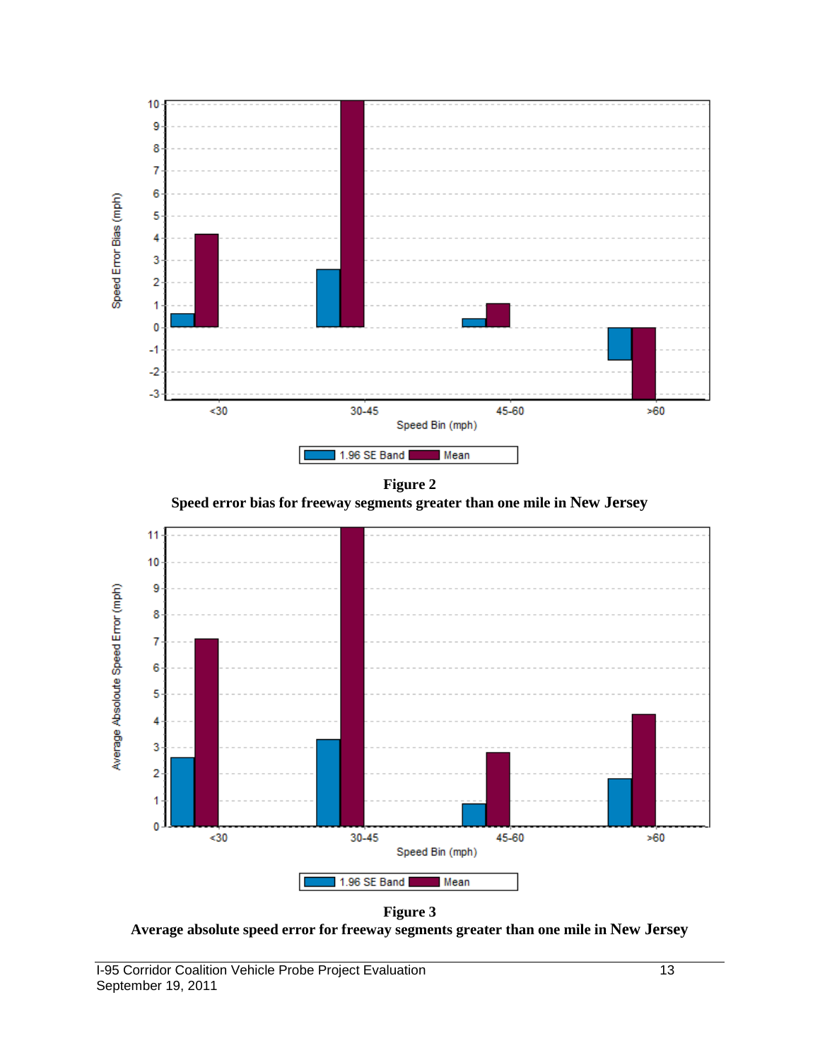Speed Error Bias (mph)

10
9
8
7
6
5
4
3
2
1
0
-1
-2
-3

<30
30-45
45-60
>60

Speed Bin (mph)

1.96 SE Band
Mean

**Figure 2**
**Speed error bias for freeway segments greater than one mile in New Jersey**

Average Absoloute Speed Error (mph)

11
10
9
8
7
6
5
4
3
2
1
0

<30
30-45
45-60
>60

Speed Bin (mph)

1.96 SE Band
Mean

**Figure 3**
**Average absolute speed error for freeway segments greater than one mile in New Jersey**